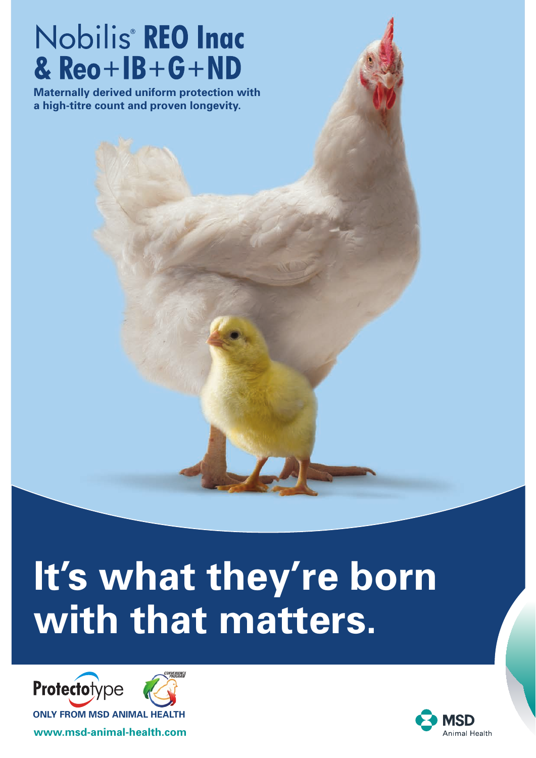# Nobilis® REO Inac & Reo+IB+G+ND

**Maternally derived uniform protection with a high-titre count and proven longevity.**

# It's what they're born with that matters.

Protectotype

CONVENIENCE PROGRAM

**ONLY FROM MSD ANIMAL HEALTH**

**www.msd-animal-health.com**

MSD Animal Health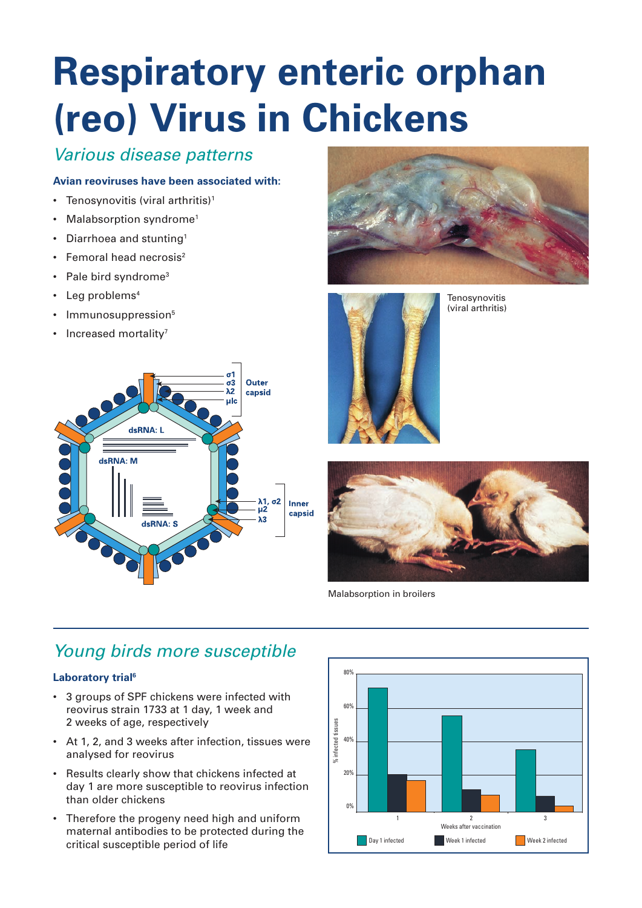# Respiratory enteric orphan (reo) Virus in Chickens

## *Various disease patterns*

**Avian reoviruses have been associated with:**

- Tenosynovitis (viral arthritis)[1]
- Malabsorption syndrome[1]
- Diarrhoea and stunting[1]
- Femoral head necrosis[2]
- Pale bird syndrome[3]
- Leg problems[4]
- Immunosuppression[5]
- Increased mortality[7]

σ1
σ3
λ2
μ1c
Outer capsid

dsRNA: L
dsRNA: M
dsRNA: S

λ1, σ2
μ2
λ3
Inner capsid

Tenosynovitis (viral arthritis)

Malabsorption in broilers

## *Young birds more susceptible*

**Laboratory trial[6]**

- 3 groups of SPF chickens were infected with reovirus strain 1733 at 1 day, 1 week and 2 weeks of age, respectively
- At 1, 2, and 3 weeks after infection, tissues were analysed for reovirus
- Results clearly show that chickens infected at day 1 are more susceptible to reovirus infection than older chickens
- Therefore the progeny need high and uniform maternal antibodies to be protected during the critical susceptible period of life

Y-axis: % infected tissues (0%–80%); X-axis: Weeks after vaccination (1, 2, 3)

Legend: Day 1 infected · Week 1 infected · Week 2 infected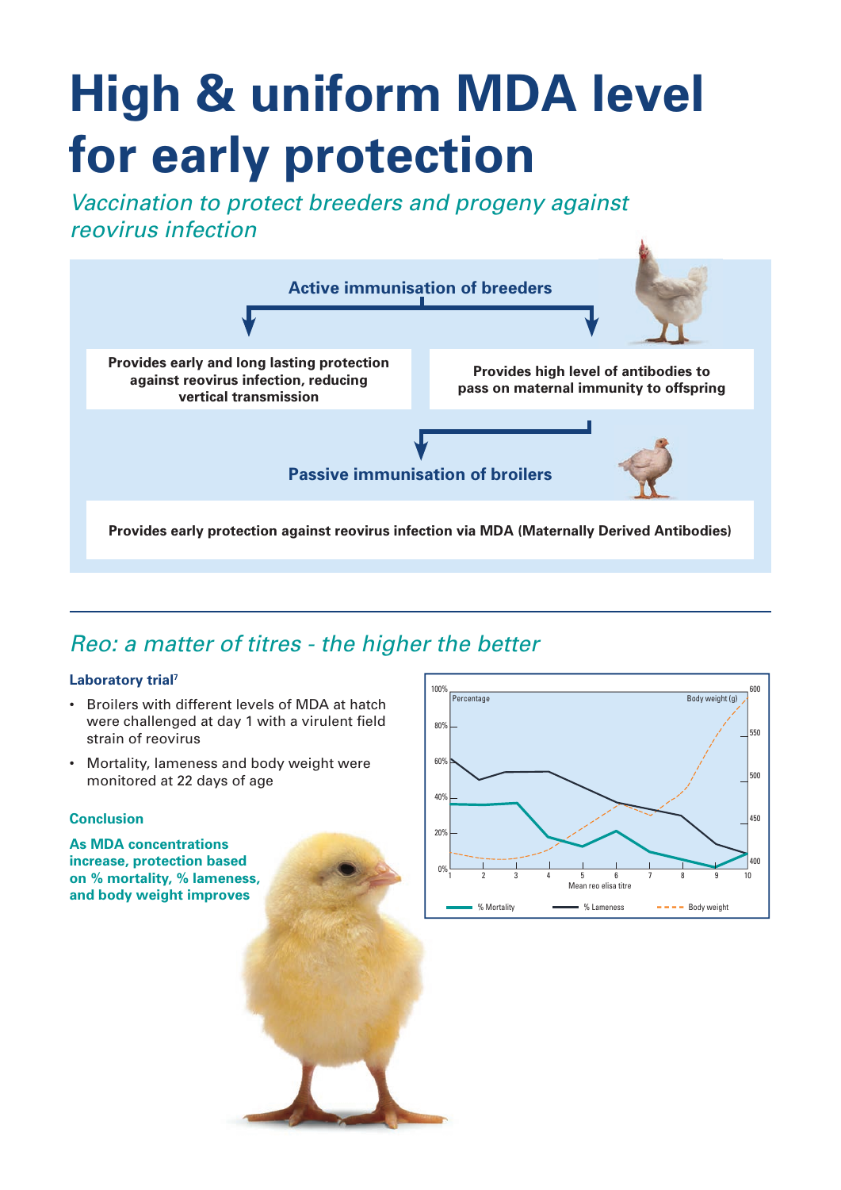# High & uniform MDA level for early protection

*Vaccination to protect breeders and progeny against reovirus infection*

**Active immunisation of breeders**

**Provides early and long lasting protection against reovirus infection, reducing vertical transmission**

**Provides high level of antibodies to pass on maternal immunity to offspring**

**Passive immunisation of broilers**

**Provides early protection against reovirus infection via MDA (Maternally Derived Antibodies)**

## *Reo: a matter of titres - the higher the better*

### Laboratory trial[7]

- Broilers with different levels of MDA at hatch were challenged at day 1 with a virulent field strain of reovirus
- Mortality, lameness and body weight were monitored at 22 days of age

### Conclusion

**As MDA concentrations increase, protection based on % mortality, % lameness, and body weight improves**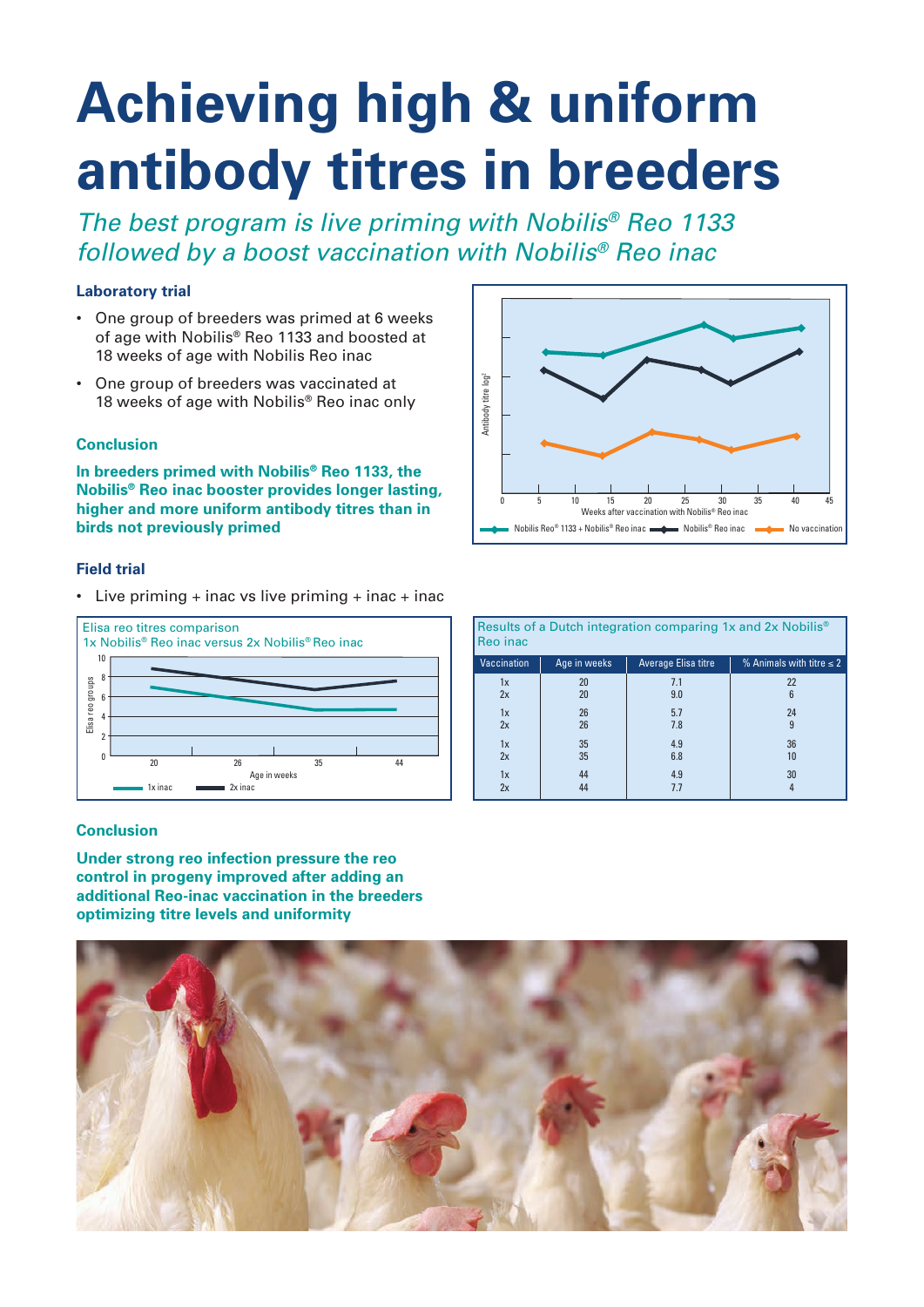# Achieving high & uniform antibody titres in breeders

*The best program is live priming with Nobilis® Reo 1133 followed by a boost vaccination with Nobilis® Reo inac*

**Laboratory trial**

- One group of breeders was primed at 6 weeks of age with Nobilis® Reo 1133 and boosted at 18 weeks of age with Nobilis Reo inac
- One group of breeders was vaccinated at 18 weeks of age with Nobilis® Reo inac only

**Conclusion**

**In breeders primed with Nobilis® Reo 1133, the Nobilis® Reo inac booster provides longer lasting, higher and more uniform antibody titres than in birds not previously primed**

**Field trial**

- Live priming + inac vs live priming + inac + inac

**Conclusion**

**Under strong reo infection pressure the reo control in progeny improved after adding an additional Reo-inac vaccination in the breeders optimizing titre levels and uniformity**

Results of a Dutch integration comparing 1x and 2x Nobilis® Reo inac

| Vaccination | Age in weeks | Average Elisa titre | % Animals with titre ≤ 2 |
|---|---|---|---|
| 1x | 20 | 7.1 | 22 |
| 2x | 20 | 9.0 | 6 |
| 1x | 26 | 5.7 | 24 |
| 2x | 26 | 7.8 | 9 |
| 1x | 35 | 4.9 | 36 |
| 2x | 35 | 6.8 | 10 |
| 1x | 44 | 4.9 | 30 |
| 2x | 44 | 7.7 | 4 |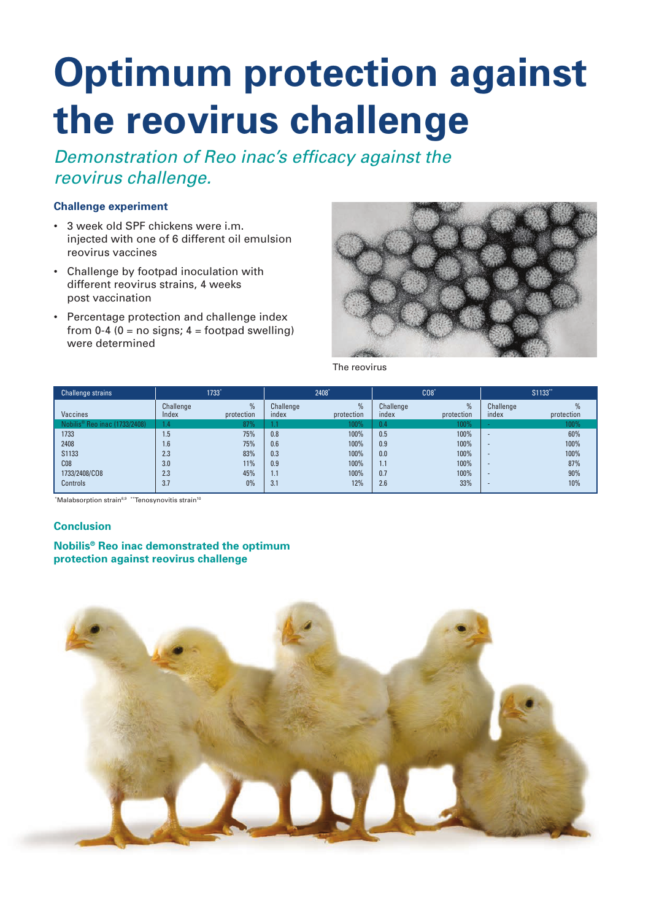# Optimum protection against the reovirus challenge

*Demonstration of Reo inac's efficacy against the reovirus challenge.*

### Challenge experiment

- 3 week old SPF chickens were i.m. injected with one of 6 different oil emulsion reovirus vaccines
- Challenge by footpad inoculation with different reovirus strains, 4 weeks post vaccination
- Percentage protection and challenge index from 0-4 (0 = no signs; 4 = footpad swelling) were determined

The reovirus

| Challenge strains | 1733* | | 2408* | | CO8* | | S1133** | |
|---|---|---|---|---|---|---|---|---|
| Vaccines | Challenge Index | % protection | Challenge index | % protection | Challenge index | % protection | Challenge index | % protection |
| Nobilis® Reo inac (1733/2408) | 1.4 | 87% | 1.1 | 100% | 0.4 | 100% | - | 100% |
| 1733 | 1.5 | 75% | 0.8 | 100% | 0.5 | 100% | - | 60% |
| 2408 | 1.6 | 75% | 0.6 | 100% | 0.9 | 100% | - | 100% |
| S1133 | 2.3 | 83% | 0.3 | 100% | 0.0 | 100% | - | 100% |
| C08 | 3.0 | 11% | 0.9 | 100% | 1.1 | 100% | - | 87% |
| 1733/2408/C08 | 2.3 | 45% | 1.1 | 100% | 0.7 | 100% | - | 90% |
| Controls | 3.7 | 0% | 3.1 | 12% | 2.6 | 33% | - | 10% |

*Malabsorption strain[8,9] **Tenosynovitis strain[10]

### Conclusion

**Nobilis® Reo inac demonstrated the optimum protection against reovirus challenge**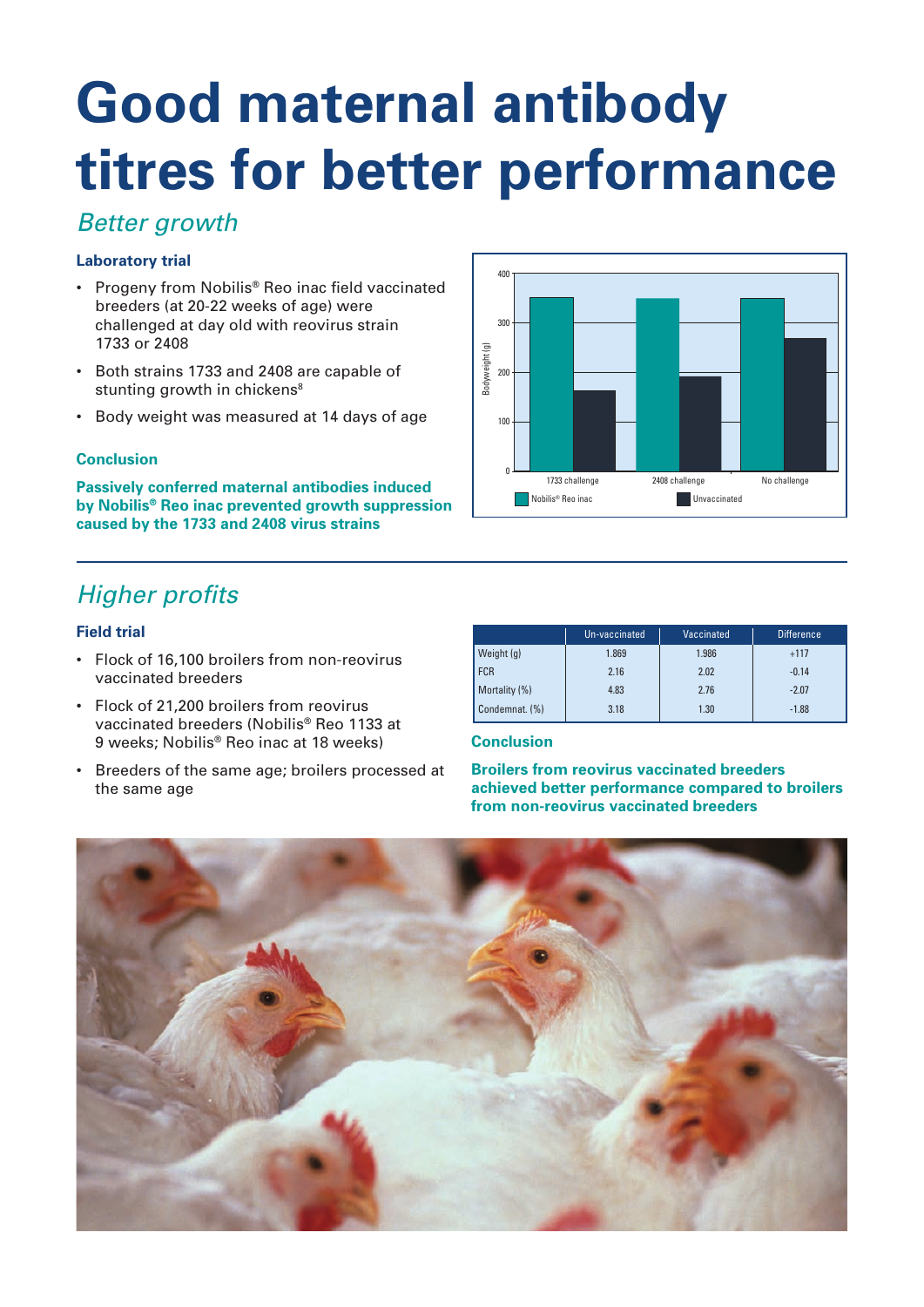# Good maternal antibody titres for better performance

## *Better growth*

### Laboratory trial

- Progeny from Nobilis® Reo inac field vaccinated breeders (at 20-22 weeks of age) were challenged at day old with reovirus strain 1733 or 2408
- Both strains 1733 and 2408 are capable of stunting growth in chickens[8]
- Body weight was measured at 14 days of age

### Conclusion

**Passively conferred maternal antibodies induced by Nobilis® Reo inac prevented growth suppression caused by the 1733 and 2408 virus strains**

## *Higher profits*

### Field trial

- Flock of 16,100 broilers from non-reovirus vaccinated breeders
- Flock of 21,200 broilers from reovirus vaccinated breeders (Nobilis® Reo 1133 at 9 weeks; Nobilis® Reo inac at 18 weeks)
- Breeders of the same age; broilers processed at the same age

| | Un-vaccinated | Vaccinated | Difference |
|---|---|---|---|
| Weight (g) | 1.869 | 1.986 | +117 |
| FCR | 2.16 | 2.02 | -0.14 |
| Mortality (%) | 4.83 | 2.76 | -2.07 |
| Condemnat. (%) | 3.18 | 1.30 | -1.88 |

### Conclusion

**Broilers from reovirus vaccinated breeders achieved better performance compared to broilers from non-reovirus vaccinated breeders**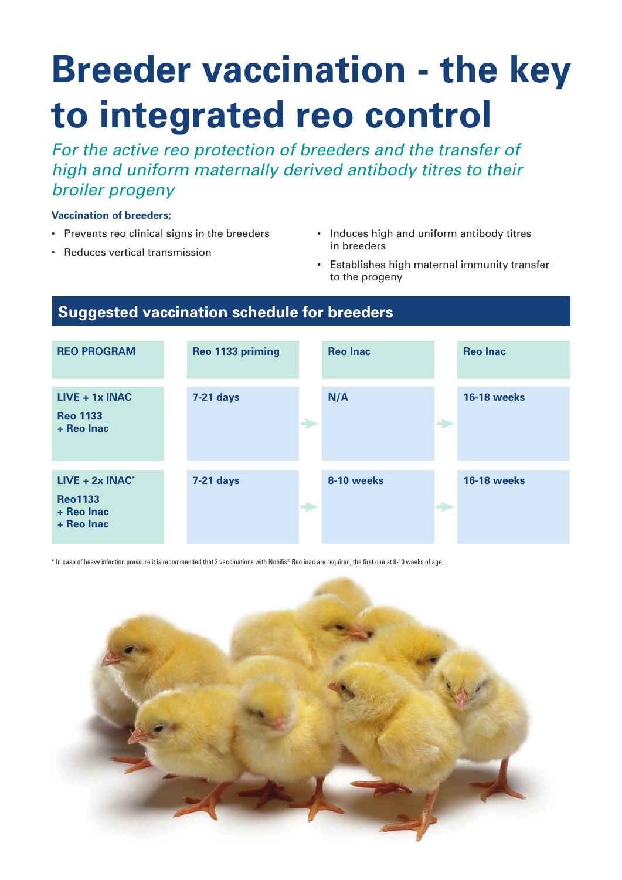# Breeder vaccination - the key to integrated reo control

*For the active reo protection of breeders and the transfer of high and uniform maternally derived antibody titres to their broiler progeny*

**Vaccination of breeders;**

- Prevents reo clinical signs in the breeders
- Reduces vertical transmission
- Induces high and uniform antibody titres in breeders
- Establishes high maternal immunity transfer to the progeny

## Suggested vaccination schedule for breeders

| REO PROGRAM | Reo 1133 priming | Reo Inac | Reo Inac |
|---|---|---|---|
| **LIVE + 1x INAC** Reo 1133 + Reo Inac | 7-21 days | N/A | 16-18 weeks |
| **LIVE + 2x INAC*** Reo1133 + Reo Inac + Reo Inac | 7-21 days | 8-10 weeks | 16-18 weeks |

* In case of heavy infection pressure it is recommended that 2 vaccinations with Nobilis® Reo inac are required; the first one at 8-10 weeks of age.